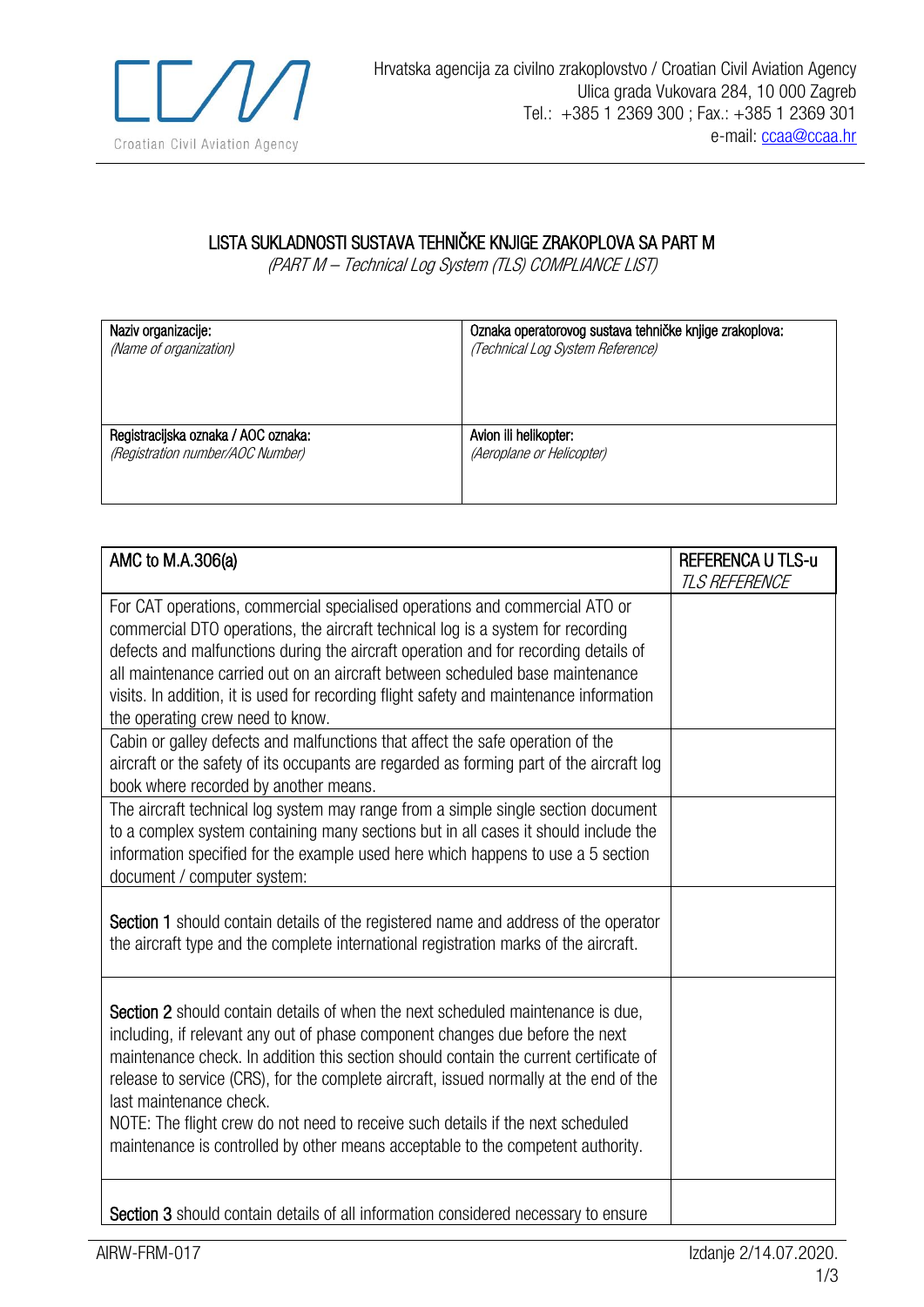Hrvatska agencija za civilno zrakoplovstvo / Croatian Civil Aviation Agency
Ulica grada Vukovara 284, 10 000 Zagreb
Tel.: +385 1 2369 300 ; Fax.: +385 1 2369 301
e-mail: ccaa@ccaa.hr

# LISTA SUKLADNOSTI SUSTAVA TEHNIČKE KNJIGE ZRAKOPLOVA SA PART M

*(PART M – Technical Log System (TLS) COMPLIANCE LIST)*

| Naziv organizacije: *(Name of organization)* | Oznaka operatorovog sustava tehničke knjige zrakoplova: *(Technical Log System Reference)* |
|---|---|
| Registracijska oznaka / AOC oznaka: *(Registration number/AOC Number)* | Avion ili helikopter: *(Aeroplane or Helicopter)* |

| AMC to M.A.306(a) | REFERENCA U TLS-u *TLS REFERENCE* |
|---|---|
| For CAT operations, commercial specialised operations and commercial ATO or commercial DTO operations, the aircraft technical log is a system for recording defects and malfunctions during the aircraft operation and for recording details of all maintenance carried out on an aircraft between scheduled base maintenance visits. In addition, it is used for recording flight safety and maintenance information the operating crew need to know. | |
| Cabin or galley defects and malfunctions that affect the safe operation of the aircraft or the safety of its occupants are regarded as forming part of the aircraft log book where recorded by another means. | |
| The aircraft technical log system may range from a simple single section document to a complex system containing many sections but in all cases it should include the information specified for the example used here which happens to use a 5 section document / computer system: | |
| **Section 1** should contain details of the registered name and address of the operator the aircraft type and the complete international registration marks of the aircraft. | |
| **Section 2** should contain details of when the next scheduled maintenance is due, including, if relevant any out of phase component changes due before the next maintenance check. In addition this section should contain the current certificate of release to service (CRS), for the complete aircraft, issued normally at the end of the last maintenance check. NOTE: The flight crew do not need to receive such details if the next scheduled maintenance is controlled by other means acceptable to the competent authority. | |
| **Section 3** should contain details of all information considered necessary to ensure | |

AIRW-FRM-017 Izdanje 2/14.07.2020.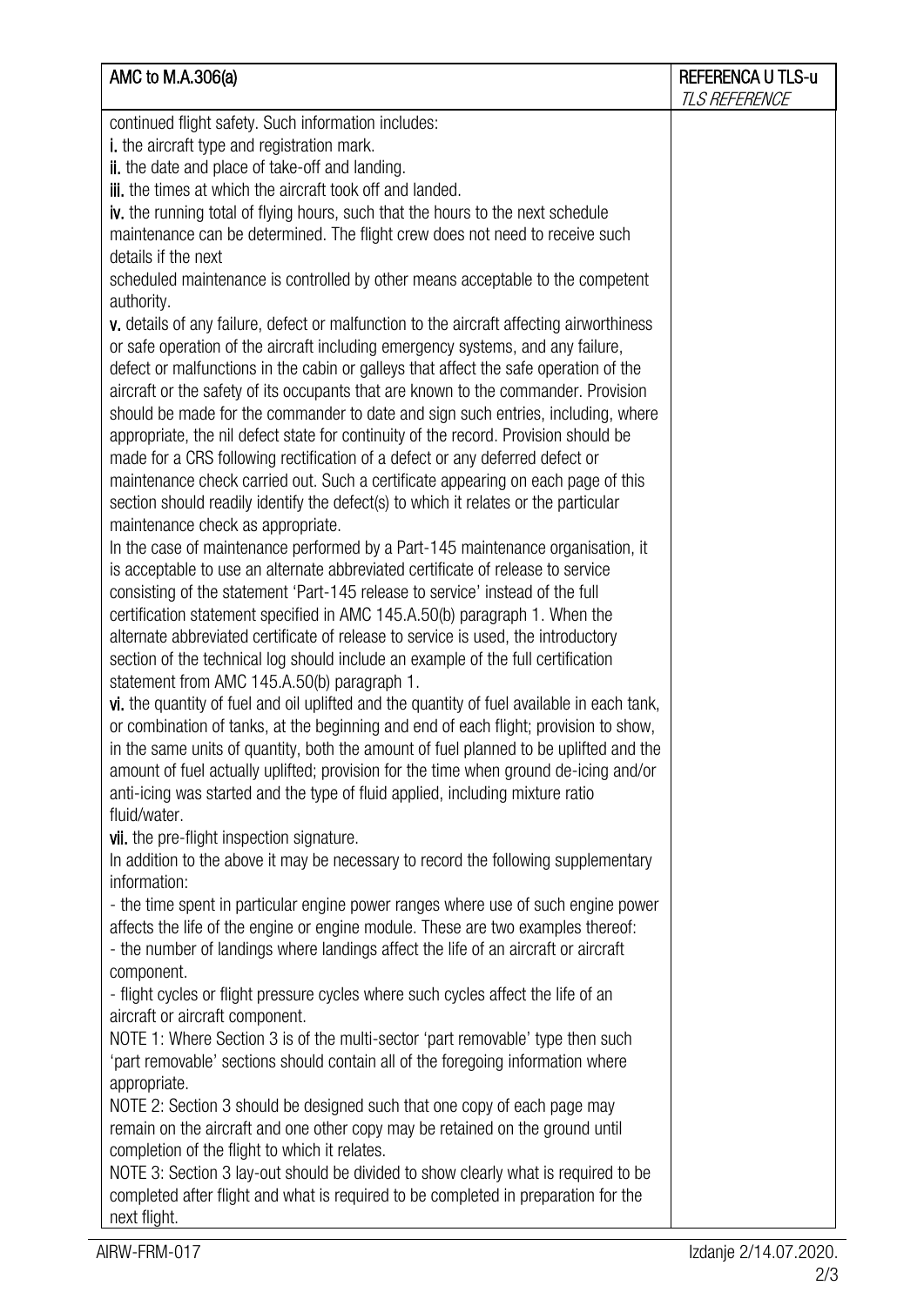| AMC to M.A.306(a) | REFERENCA U TLS-u *TLS REFERENCE* |
|---|---|
| continued flight safety. Such information includes:<br>**i.** the aircraft type and registration mark.<br>**ii.** the date and place of take-off and landing.<br>**iii.** the times at which the aircraft took off and landed.<br>**iv.** the running total of flying hours, such that the hours to the next schedule maintenance can be determined. The flight crew does not need to receive such details if the next<br>scheduled maintenance is controlled by other means acceptable to the competent authority.<br>**v.** details of any failure, defect or malfunction to the aircraft affecting airworthiness or safe operation of the aircraft including emergency systems, and any failure, defect or malfunctions in the cabin or galleys that affect the safe operation of the aircraft or the safety of its occupants that are known to the commander. Provision should be made for the commander to date and sign such entries, including, where appropriate, the nil defect state for continuity of the record. Provision should be made for a CRS following rectification of a defect or any deferred defect or maintenance check carried out. Such a certificate appearing on each page of this section should readily identify the defect(s) to which it relates or the particular maintenance check as appropriate.<br>In the case of maintenance performed by a Part-145 maintenance organisation, it is acceptable to use an alternate abbreviated certificate of release to service consisting of the statement 'Part-145 release to service' instead of the full certification statement specified in AMC 145.A.50(b) paragraph 1. When the alternate abbreviated certificate of release to service is used, the introductory section of the technical log should include an example of the full certification statement from AMC 145.A.50(b) paragraph 1.<br>**vi.** the quantity of fuel and oil uplifted and the quantity of fuel available in each tank, or combination of tanks, at the beginning and end of each flight; provision to show, in the same units of quantity, both the amount of fuel planned to be uplifted and the amount of fuel actually uplifted; provision for the time when ground de-icing and/or anti-icing was started and the type of fluid applied, including mixture ratio fluid/water.<br>**vii.** the pre-flight inspection signature.<br>In addition to the above it may be necessary to record the following supplementary information:<br>- the time spent in particular engine power ranges where use of such engine power affects the life of the engine or engine module. These are two examples thereof:<br>- the number of landings where landings affect the life of an aircraft or aircraft component.<br>- flight cycles or flight pressure cycles where such cycles affect the life of an aircraft or aircraft component.<br>NOTE 1: Where Section 3 is of the multi-sector 'part removable' type then such 'part removable' sections should contain all of the foregoing information where appropriate.<br>NOTE 2: Section 3 should be designed such that one copy of each page may remain on the aircraft and one other copy may be retained on the ground until completion of the flight to which it relates.<br>NOTE 3: Section 3 lay-out should be divided to show clearly what is required to be completed after flight and what is required to be completed in preparation for the next flight. | |

AIRW-FRM-017 Izdanje 2/14.07.2020.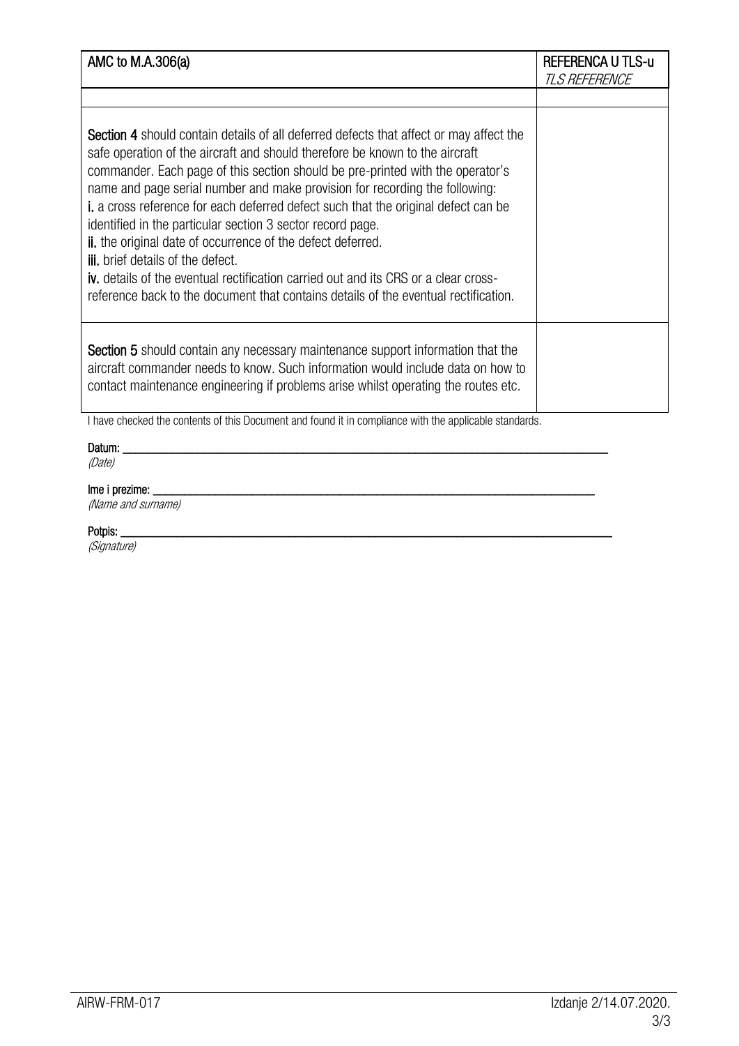| AMC to M.A.306(a) | REFERENCA U TLS-u<br>*TLS REFERENCE* |
|---|---|
| | |
| **Section 4** should contain details of all deferred defects that affect or may affect the safe operation of the aircraft and should therefore be known to the aircraft commander. Each page of this section should be pre-printed with the operator's name and page serial number and make provision for recording the following:<br>**i.** a cross reference for each deferred defect such that the original defect can be identified in the particular section 3 sector record page.<br>**ii.** the original date of occurrence of the defect deferred.<br>**iii.** brief details of the defect.<br>**iv.** details of the eventual rectification carried out and its CRS or a clear cross-reference back to the document that contains details of the eventual rectification. | |
| **Section 5** should contain any necessary maintenance support information that the aircraft commander needs to know. Such information would include data on how to contact maintenance engineering if problems arise whilst operating the routes etc. | |

I have checked the contents of this Document and found it in compliance with the applicable standards.

**Datum:** ______________________________
*(Date)*

**Ime i prezime:** ______________________________
*(Name and surname)*

**Potpis:** ______________________________
*(Signature)*

AIRW-FRM-017 Izdanje 2/14.07.2020.